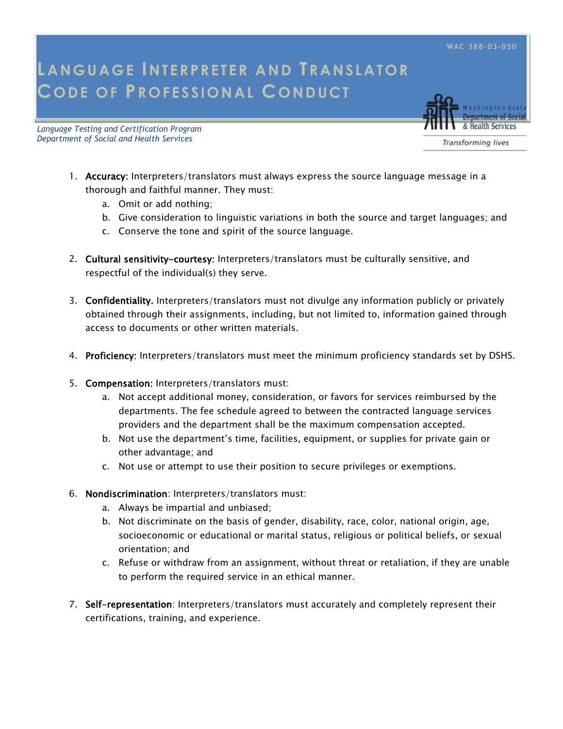WAC 388-03-050

# Language Interpreter and Translator Code of Professional Conduct

*Language Testing and Certification Program*
*Department of Social and Health Services*

Washington State Department of Social & Health Services

*Transforming lives*

1. **Accuracy:** Interpreters/translators must always express the source language message in a thorough and faithful manner. They must:
    a. Omit or add nothing;
    b. Give consideration to linguistic variations in both the source and target languages; and
    c. Conserve the tone and spirit of the source language.

2. **Cultural sensitivity-courtesy:** Interpreters/translators must be culturally sensitive, and respectful of the individual(s) they serve.

3. **Confidentiality.** Interpreters/translators must not divulge any information publicly or privately obtained through their assignments, including, but not limited to, information gained through access to documents or other written materials.

4. **Proficiency:** Interpreters/translators must meet the minimum proficiency standards set by DSHS.

5. **Compensation:** Interpreters/translators must:
    a. Not accept additional money, consideration, or favors for services reimbursed by the departments. The fee schedule agreed to between the contracted language services providers and the department shall be the maximum compensation accepted.
    b. Not use the department's time, facilities, equipment, or supplies for private gain or other advantage; and
    c. Not use or attempt to use their position to secure privileges or exemptions.

6. **Nondiscrimination**: Interpreters/translators must:
    a. Always be impartial and unbiased;
    b. Not discriminate on the basis of gender, disability, race, color, national origin, age, socioeconomic or educational or marital status, religious or political beliefs, or sexual orientation; and
    c. Refuse or withdraw from an assignment, without threat or retaliation, if they are unable to perform the required service in an ethical manner.

7. **Self-representation**: Interpreters/translators must accurately and completely represent their certifications, training, and experience.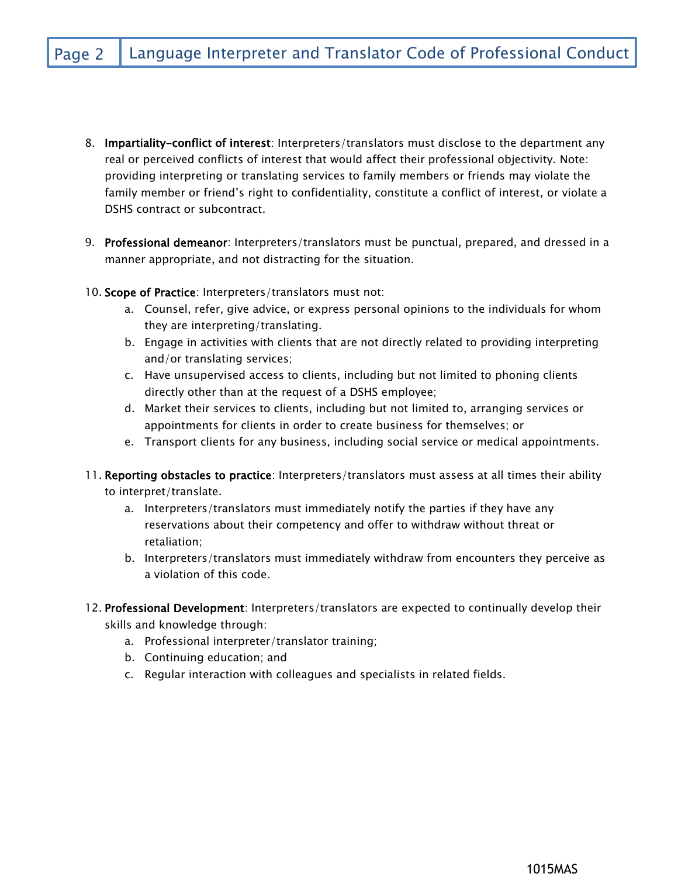8. **Impartiality–conflict of interest**: Interpreters/translators must disclose to the department any real or perceived conflicts of interest that would affect their professional objectivity. Note: providing interpreting or translating services to family members or friends may violate the family member or friend's right to confidentiality, constitute a conflict of interest, or violate a DSHS contract or subcontract.

9. **Professional demeanor**: Interpreters/translators must be punctual, prepared, and dressed in a manner appropriate, and not distracting for the situation.

10. **Scope of Practice**: Interpreters/translators must not:
    a. Counsel, refer, give advice, or express personal opinions to the individuals for whom they are interpreting/translating.
    b. Engage in activities with clients that are not directly related to providing interpreting and/or translating services;
    c. Have unsupervised access to clients, including but not limited to phoning clients directly other than at the request of a DSHS employee;
    d. Market their services to clients, including but not limited to, arranging services or appointments for clients in order to create business for themselves; or
    e. Transport clients for any business, including social service or medical appointments.

11. **Reporting obstacles to practice**: Interpreters/translators must assess at all times their ability to interpret/translate.
    a. Interpreters/translators must immediately notify the parties if they have any reservations about their competency and offer to withdraw without threat or retaliation;
    b. Interpreters/translators must immediately withdraw from encounters they perceive as a violation of this code.

12. **Professional Development**: Interpreters/translators are expected to continually develop their skills and knowledge through:
    a. Professional interpreter/translator training;
    b. Continuing education; and
    c. Regular interaction with colleagues and specialists in related fields.

1015MAS